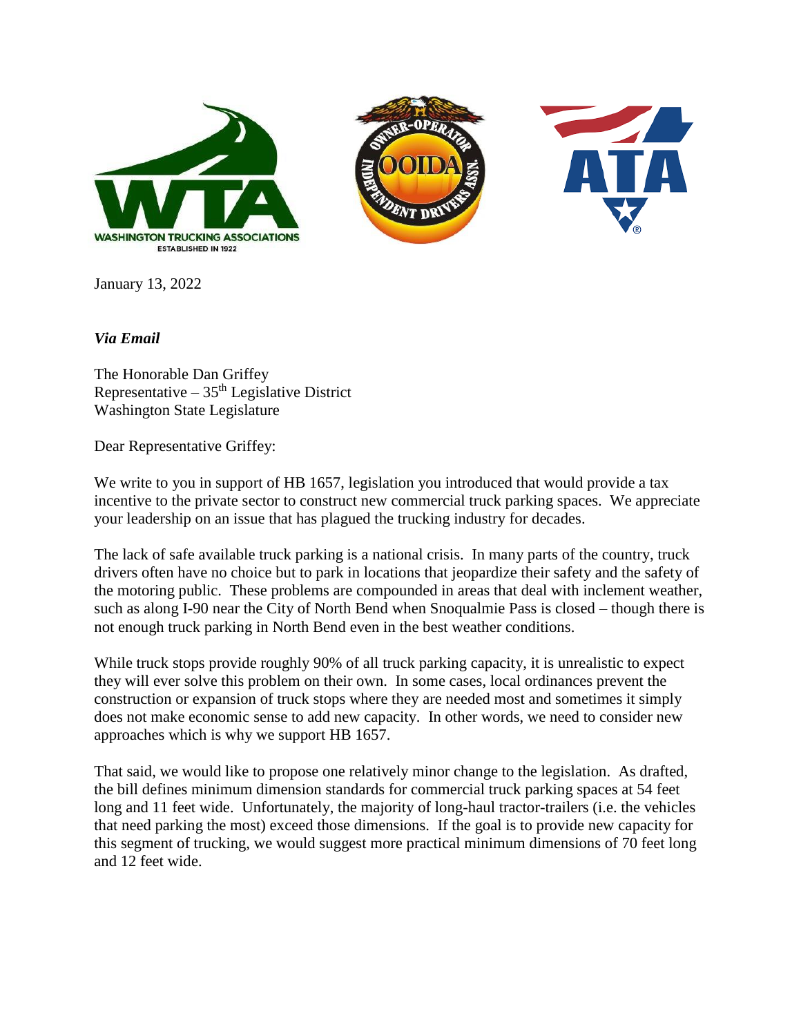WASHINGTON TRUCKING ASSOCIATIONS
ESTABLISHED IN 1922

January 13, 2022

*Via Email*

The Honorable Dan Griffey
Representative – 35th Legislative District
Washington State Legislature

Dear Representative Griffey:

We write to you in support of HB 1657, legislation you introduced that would provide a tax incentive to the private sector to construct new commercial truck parking spaces. We appreciate your leadership on an issue that has plagued the trucking industry for decades.

The lack of safe available truck parking is a national crisis. In many parts of the country, truck drivers often have no choice but to park in locations that jeopardize their safety and the safety of the motoring public. These problems are compounded in areas that deal with inclement weather, such as along I-90 near the City of North Bend when Snoqualmie Pass is closed – though there is not enough truck parking in North Bend even in the best weather conditions.

While truck stops provide roughly 90% of all truck parking capacity, it is unrealistic to expect they will ever solve this problem on their own. In some cases, local ordinances prevent the construction or expansion of truck stops where they are needed most and sometimes it simply does not make economic sense to add new capacity. In other words, we need to consider new approaches which is why we support HB 1657.

That said, we would like to propose one relatively minor change to the legislation. As drafted, the bill defines minimum dimension standards for commercial truck parking spaces at 54 feet long and 11 feet wide. Unfortunately, the majority of long-haul tractor-trailers (i.e. the vehicles that need parking the most) exceed those dimensions. If the goal is to provide new capacity for this segment of trucking, we would suggest more practical minimum dimensions of 70 feet long and 12 feet wide.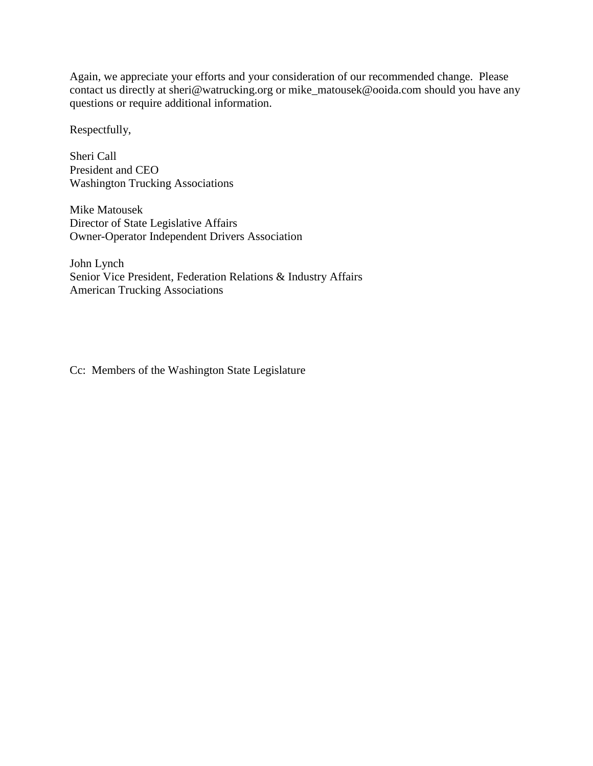Again, we appreciate your efforts and your consideration of our recommended change. Please contact us directly at sheri@watrucking.org or mike_matousek@ooida.com should you have any questions or require additional information.

Respectfully,

Sheri Call
President and CEO
Washington Trucking Associations

Mike Matousek
Director of State Legislative Affairs
Owner-Operator Independent Drivers Association

John Lynch
Senior Vice President, Federation Relations & Industry Affairs
American Trucking Associations

Cc: Members of the Washington State Legislature